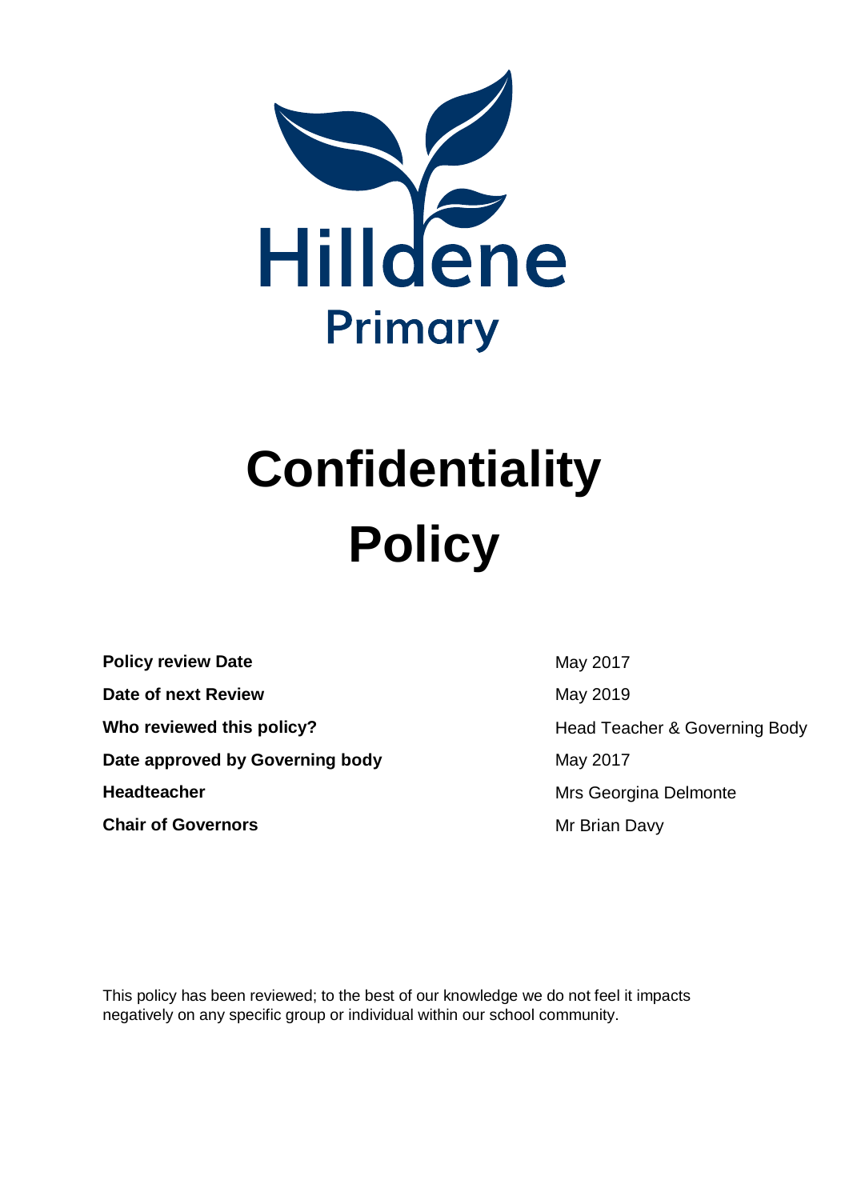Hilldene Primary

# Confidentiality Policy

| | |
|---|---|
| **Policy review Date** | May 2017 |
| **Date of next Review** | May 2019 |
| **Who reviewed this policy?** | Head Teacher & Governing Body |
| **Date approved by Governing body** | May 2017 |
| **Headteacher** | Mrs Georgina Delmonte |
| **Chair of Governors** | Mr Brian Davy |

This policy has been reviewed; to the best of our knowledge we do not feel it impacts negatively on any specific group or individual within our school community.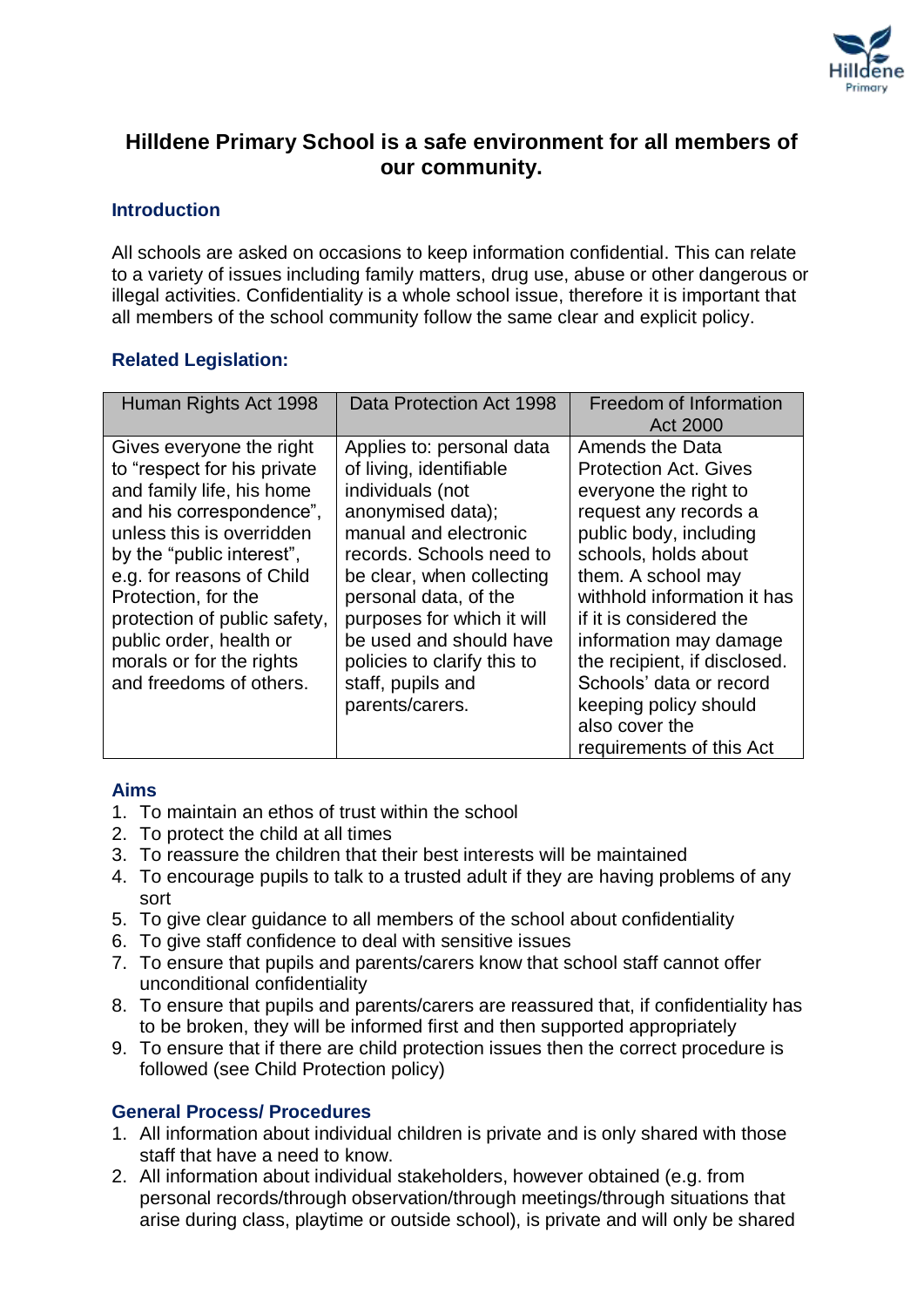## Hilldene Primary School is a safe environment for all members of our community.

### Introduction

All schools are asked on occasions to keep information confidential. This can relate to a variety of issues including family matters, drug use, abuse or other dangerous or illegal activities. Confidentiality is a whole school issue, therefore it is important that all members of the school community follow the same clear and explicit policy.

### Related Legislation:

| Human Rights Act 1998 | Data Protection Act 1998 | Freedom of Information Act 2000 |
|---|---|---|
| Gives everyone the right to "respect for his private and family life, his home and his correspondence", unless this is overridden by the "public interest", e.g. for reasons of Child Protection, for the protection of public safety, public order, health or morals or for the rights and freedoms of others. | Applies to: personal data of living, identifiable individuals (not anonymised data); manual and electronic records. Schools need to be clear, when collecting personal data, of the purposes for which it will be used and should have policies to clarify this to staff, pupils and parents/carers. | Amends the Data Protection Act. Gives everyone the right to request any records a public body, including schools, holds about them. A school may withhold information it has if it is considered the information may damage the recipient, if disclosed. Schools' data or record keeping policy should also cover the requirements of this Act |

### Aims

1. To maintain an ethos of trust within the school
2. To protect the child at all times
3. To reassure the children that their best interests will be maintained
4. To encourage pupils to talk to a trusted adult if they are having problems of any sort
5. To give clear guidance to all members of the school about confidentiality
6. To give staff confidence to deal with sensitive issues
7. To ensure that pupils and parents/carers know that school staff cannot offer unconditional confidentiality
8. To ensure that pupils and parents/carers are reassured that, if confidentiality has to be broken, they will be informed first and then supported appropriately
9. To ensure that if there are child protection issues then the correct procedure is followed (see Child Protection policy)

### General Process/ Procedures

1. All information about individual children is private and is only shared with those staff that have a need to know.
2. All information about individual stakeholders, however obtained (e.g. from personal records/through observation/through meetings/through situations that arise during class, playtime or outside school), is private and will only be shared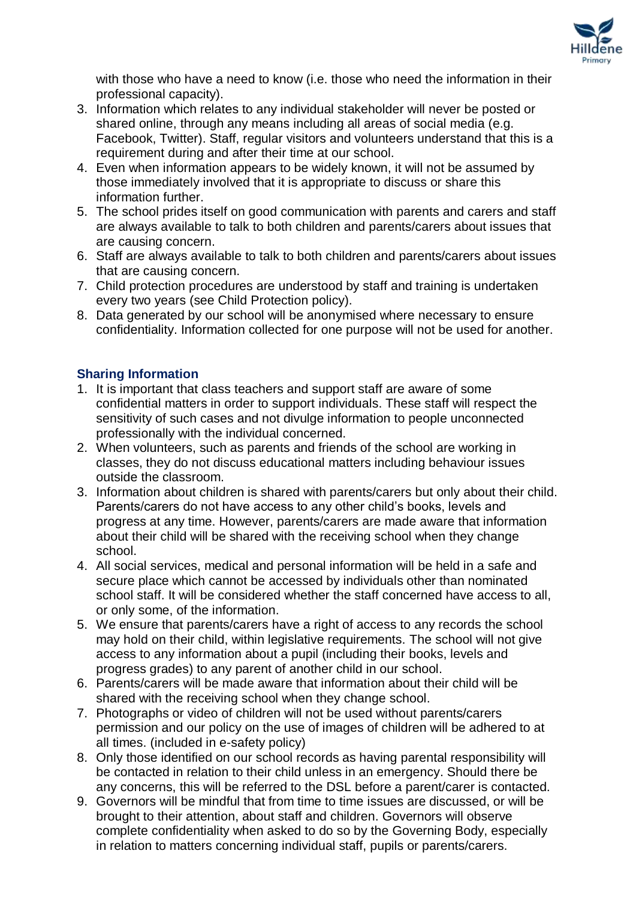with those who have a need to know (i.e. those who need the information in their professional capacity).

3. Information which relates to any individual stakeholder will never be posted or shared online, through any means including all areas of social media (e.g. Facebook, Twitter). Staff, regular visitors and volunteers understand that this is a requirement during and after their time at our school.
4. Even when information appears to be widely known, it will not be assumed by those immediately involved that it is appropriate to discuss or share this information further.
5. The school prides itself on good communication with parents and carers and staff are always available to talk to both children and parents/carers about issues that are causing concern.
6. Staff are always available to talk to both children and parents/carers about issues that are causing concern.
7. Child protection procedures are understood by staff and training is undertaken every two years (see Child Protection policy).
8. Data generated by our school will be anonymised where necessary to ensure confidentiality. Information collected for one purpose will not be used for another.

### Sharing Information

1. It is important that class teachers and support staff are aware of some confidential matters in order to support individuals. These staff will respect the sensitivity of such cases and not divulge information to people unconnected professionally with the individual concerned.
2. When volunteers, such as parents and friends of the school are working in classes, they do not discuss educational matters including behaviour issues outside the classroom.
3. Information about children is shared with parents/carers but only about their child. Parents/carers do not have access to any other child's books, levels and progress at any time. However, parents/carers are made aware that information about their child will be shared with the receiving school when they change school.
4. All social services, medical and personal information will be held in a safe and secure place which cannot be accessed by individuals other than nominated school staff. It will be considered whether the staff concerned have access to all, or only some, of the information.
5. We ensure that parents/carers have a right of access to any records the school may hold on their child, within legislative requirements. The school will not give access to any information about a pupil (including their books, levels and progress grades) to any parent of another child in our school.
6. Parents/carers will be made aware that information about their child will be shared with the receiving school when they change school.
7. Photographs or video of children will not be used without parents/carers permission and our policy on the use of images of children will be adhered to at all times. (included in e-safety policy)
8. Only those identified on our school records as having parental responsibility will be contacted in relation to their child unless in an emergency. Should there be any concerns, this will be referred to the DSL before a parent/carer is contacted.
9. Governors will be mindful that from time to time issues are discussed, or will be brought to their attention, about staff and children. Governors will observe complete confidentiality when asked to do so by the Governing Body, especially in relation to matters concerning individual staff, pupils or parents/carers.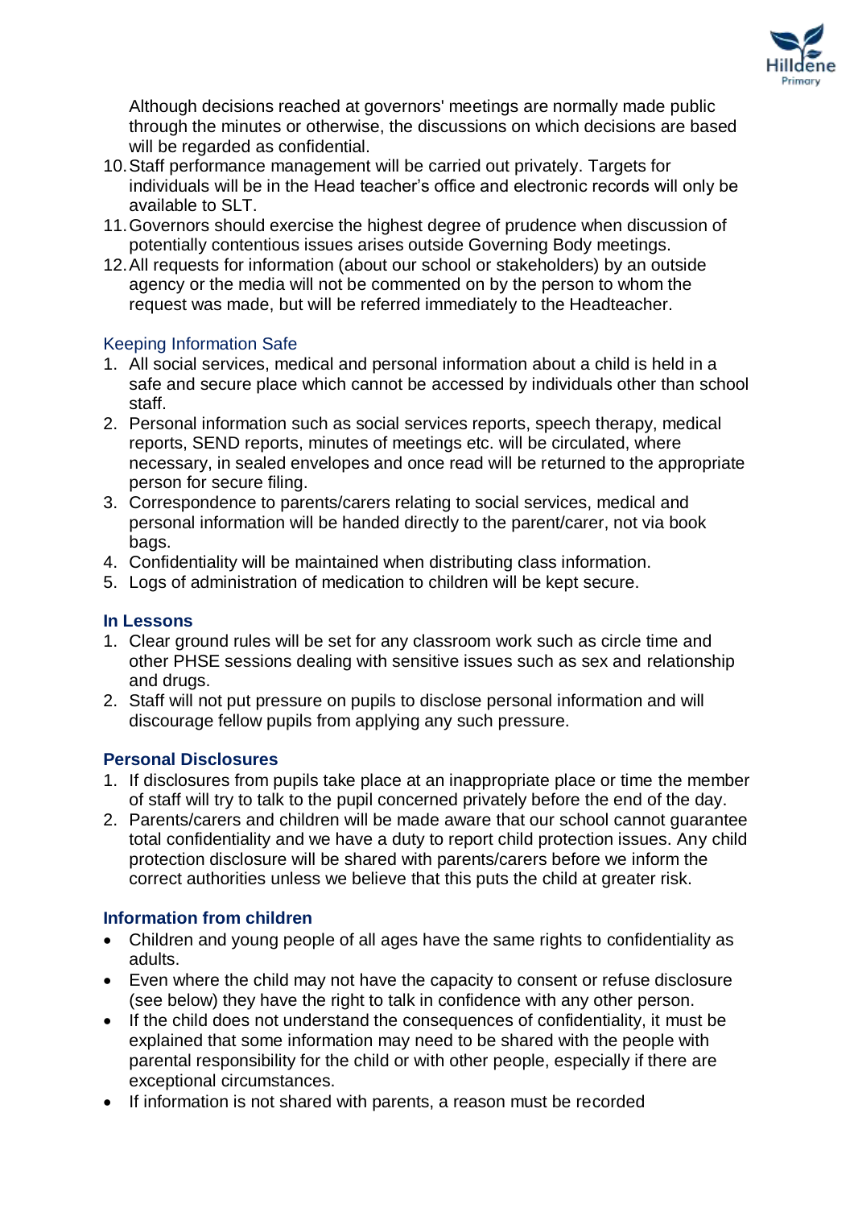Although decisions reached at governors' meetings are normally made public through the minutes or otherwise, the discussions on which decisions are based will be regarded as confidential.

10. Staff performance management will be carried out privately. Targets for individuals will be in the Head teacher's office and electronic records will only be available to SLT.
11. Governors should exercise the highest degree of prudence when discussion of potentially contentious issues arises outside Governing Body meetings.
12. All requests for information (about our school or stakeholders) by an outside agency or the media will not be commented on by the person to whom the request was made, but will be referred immediately to the Headteacher.

### Keeping Information Safe

1. All social services, medical and personal information about a child is held in a safe and secure place which cannot be accessed by individuals other than school staff.
2. Personal information such as social services reports, speech therapy, medical reports, SEND reports, minutes of meetings etc. will be circulated, where necessary, in sealed envelopes and once read will be returned to the appropriate person for secure filing.
3. Correspondence to parents/carers relating to social services, medical and personal information will be handed directly to the parent/carer, not via book bags.
4. Confidentiality will be maintained when distributing class information.
5. Logs of administration of medication to children will be kept secure.

### In Lessons

1. Clear ground rules will be set for any classroom work such as circle time and other PHSE sessions dealing with sensitive issues such as sex and relationship and drugs.
2. Staff will not put pressure on pupils to disclose personal information and will discourage fellow pupils from applying any such pressure.

### Personal Disclosures

1. If disclosures from pupils take place at an inappropriate place or time the member of staff will try to talk to the pupil concerned privately before the end of the day.
2. Parents/carers and children will be made aware that our school cannot guarantee total confidentiality and we have a duty to report child protection issues. Any child protection disclosure will be shared with parents/carers before we inform the correct authorities unless we believe that this puts the child at greater risk.

### Information from children

- Children and young people of all ages have the same rights to confidentiality as adults.
- Even where the child may not have the capacity to consent or refuse disclosure (see below) they have the right to talk in confidence with any other person.
- If the child does not understand the consequences of confidentiality, it must be explained that some information may need to be shared with the people with parental responsibility for the child or with other people, especially if there are exceptional circumstances.
- If information is not shared with parents, a reason must be recorded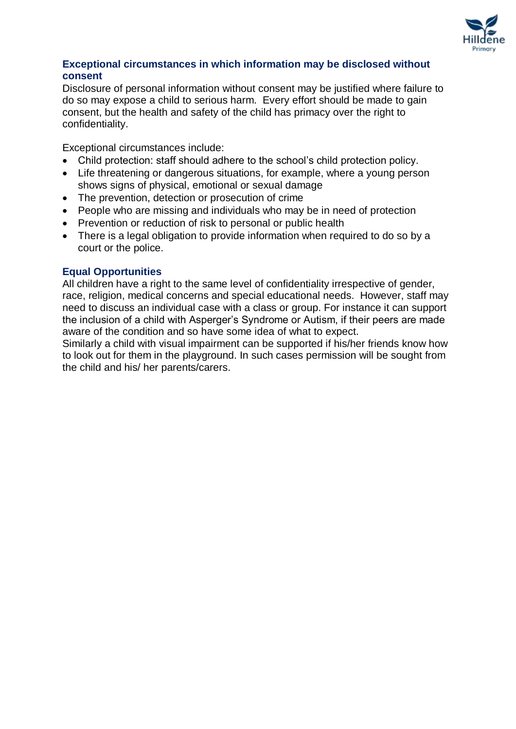## Exceptional circumstances in which information may be disclosed without consent

Disclosure of personal information without consent may be justified where failure to do so may expose a child to serious harm. Every effort should be made to gain consent, but the health and safety of the child has primacy over the right to confidentiality.

Exceptional circumstances include:

- Child protection: staff should adhere to the school's child protection policy.
- Life threatening or dangerous situations, for example, where a young person shows signs of physical, emotional or sexual damage
- The prevention, detection or prosecution of crime
- People who are missing and individuals who may be in need of protection
- Prevention or reduction of risk to personal or public health
- There is a legal obligation to provide information when required to do so by a court or the police.

## Equal Opportunities

All children have a right to the same level of confidentiality irrespective of gender, race, religion, medical concerns and special educational needs. However, staff may need to discuss an individual case with a class or group. For instance it can support the inclusion of a child with Asperger's Syndrome or Autism, if their peers are made aware of the condition and so have some idea of what to expect.
Similarly a child with visual impairment can be supported if his/her friends know how to look out for them in the playground. In such cases permission will be sought from the child and his/ her parents/carers.